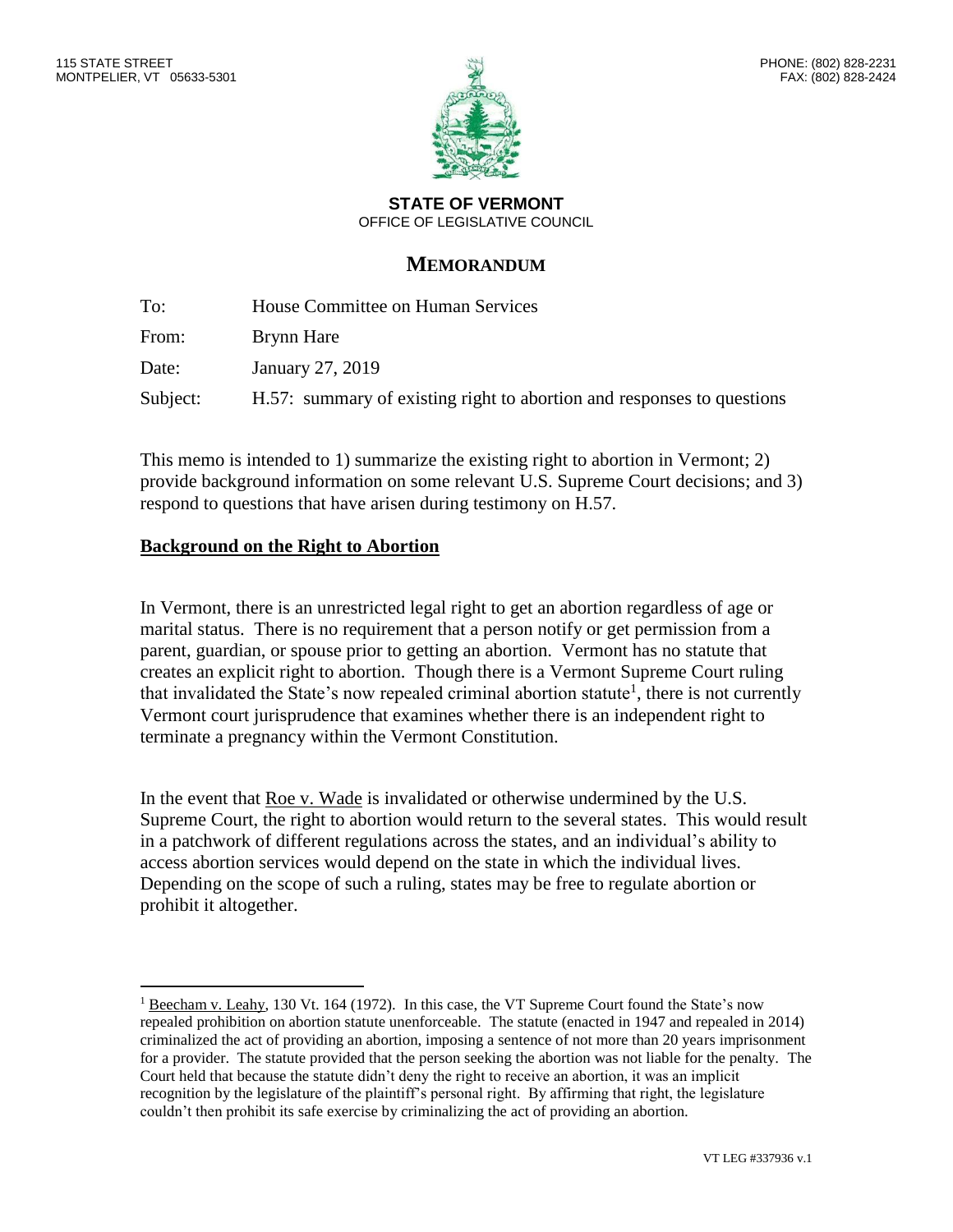115 STATE STREET
MONTPELIER, VT 05633-5301

PHONE: (802) 828-2231
FAX: (802) 828-2424

**STATE OF VERMONT**
OFFICE OF LEGISLATIVE COUNCIL

# MEMORANDUM

| | |
|---|---|
| To: | House Committee on Human Services |
| From: | Brynn Hare |
| Date: | January 27, 2019 |
| Subject: | H.57: summary of existing right to abortion and responses to questions |

This memo is intended to 1) summarize the existing right to abortion in Vermont; 2) provide background information on some relevant U.S. Supreme Court decisions; and 3) respond to questions that have arisen during testimony on H.57.

## Background on the Right to Abortion

In Vermont, there is an unrestricted legal right to get an abortion regardless of age or marital status. There is no requirement that a person notify or get permission from a parent, guardian, or spouse prior to getting an abortion. Vermont has no statute that creates an explicit right to abortion. Though there is a Vermont Supreme Court ruling that invalidated the State's now repealed criminal abortion statute[1], there is not currently Vermont court jurisprudence that examines whether there is an independent right to terminate a pregnancy within the Vermont Constitution.

In the event that Roe v. Wade is invalidated or otherwise undermined by the U.S. Supreme Court, the right to abortion would return to the several states. This would result in a patchwork of different regulations across the states, and an individual's ability to access abortion services would depend on the state in which the individual lives. Depending on the scope of such a ruling, states may be free to regulate abortion or prohibit it altogether.

---

[1] Beecham v. Leahy, 130 Vt. 164 (1972). In this case, the VT Supreme Court found the State's now repealed prohibition on abortion statute unenforceable. The statute (enacted in 1947 and repealed in 2014) criminalized the act of providing an abortion, imposing a sentence of not more than 20 years imprisonment for a provider. The statute provided that the person seeking the abortion was not liable for the penalty. The Court held that because the statute didn't deny the right to receive an abortion, it was an implicit recognition by the legislature of the plaintiff's personal right. By affirming that right, the legislature couldn't then prohibit its safe exercise by criminalizing the act of providing an abortion.

VT LEG #337936 v.1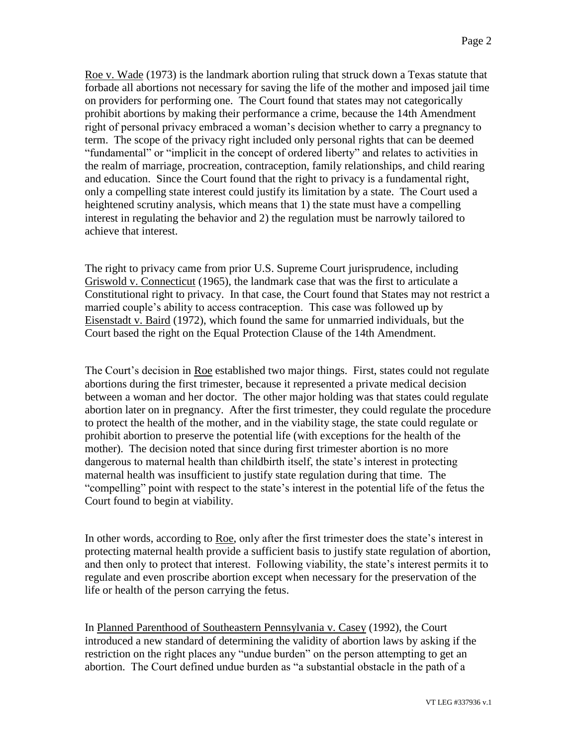Roe v. Wade (1973) is the landmark abortion ruling that struck down a Texas statute that forbade all abortions not necessary for saving the life of the mother and imposed jail time on providers for performing one. The Court found that states may not categorically prohibit abortions by making their performance a crime, because the 14th Amendment right of personal privacy embraced a woman's decision whether to carry a pregnancy to term. The scope of the privacy right included only personal rights that can be deemed "fundamental" or "implicit in the concept of ordered liberty" and relates to activities in the realm of marriage, procreation, contraception, family relationships, and child rearing and education. Since the Court found that the right to privacy is a fundamental right, only a compelling state interest could justify its limitation by a state. The Court used a heightened scrutiny analysis, which means that 1) the state must have a compelling interest in regulating the behavior and 2) the regulation must be narrowly tailored to achieve that interest.

The right to privacy came from prior U.S. Supreme Court jurisprudence, including Griswold v. Connecticut (1965), the landmark case that was the first to articulate a Constitutional right to privacy. In that case, the Court found that States may not restrict a married couple's ability to access contraception. This case was followed up by Eisenstadt v. Baird (1972), which found the same for unmarried individuals, but the Court based the right on the Equal Protection Clause of the 14th Amendment.

The Court's decision in Roe established two major things. First, states could not regulate abortions during the first trimester, because it represented a private medical decision between a woman and her doctor. The other major holding was that states could regulate abortion later on in pregnancy. After the first trimester, they could regulate the procedure to protect the health of the mother, and in the viability stage, the state could regulate or prohibit abortion to preserve the potential life (with exceptions for the health of the mother). The decision noted that since during first trimester abortion is no more dangerous to maternal health than childbirth itself, the state's interest in protecting maternal health was insufficient to justify state regulation during that time. The "compelling" point with respect to the state's interest in the potential life of the fetus the Court found to begin at viability.

In other words, according to Roe, only after the first trimester does the state's interest in protecting maternal health provide a sufficient basis to justify state regulation of abortion, and then only to protect that interest. Following viability, the state's interest permits it to regulate and even proscribe abortion except when necessary for the preservation of the life or health of the person carrying the fetus.

In Planned Parenthood of Southeastern Pennsylvania v. Casey (1992), the Court introduced a new standard of determining the validity of abortion laws by asking if the restriction on the right places any "undue burden" on the person attempting to get an abortion. The Court defined undue burden as "a substantial obstacle in the path of a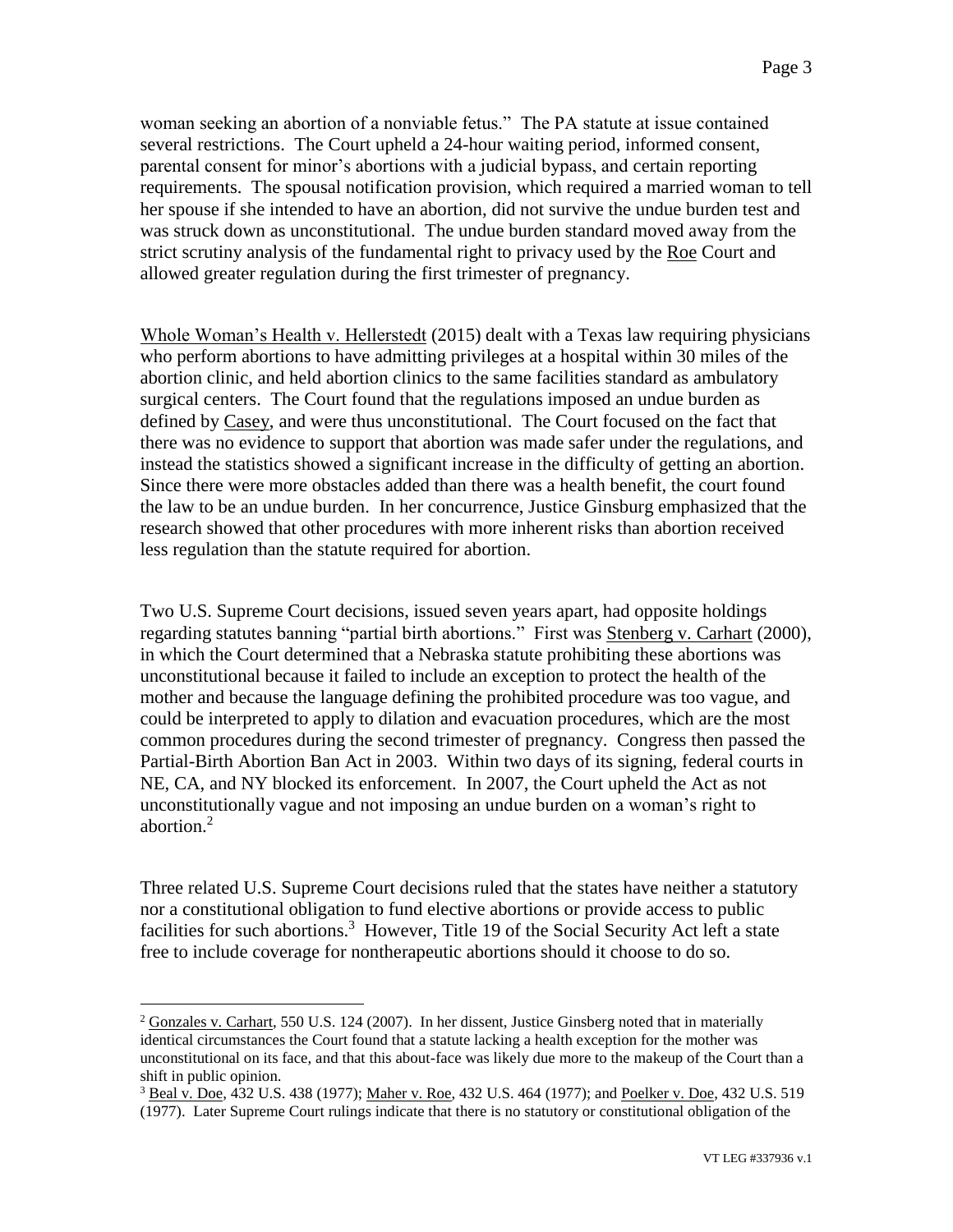woman seeking an abortion of a nonviable fetus." The PA statute at issue contained several restrictions. The Court upheld a 24-hour waiting period, informed consent, parental consent for minor's abortions with a judicial bypass, and certain reporting requirements. The spousal notification provision, which required a married woman to tell her spouse if she intended to have an abortion, did not survive the undue burden test and was struck down as unconstitutional. The undue burden standard moved away from the strict scrutiny analysis of the fundamental right to privacy used by the Roe Court and allowed greater regulation during the first trimester of pregnancy.

Whole Woman's Health v. Hellerstedt (2015) dealt with a Texas law requiring physicians who perform abortions to have admitting privileges at a hospital within 30 miles of the abortion clinic, and held abortion clinics to the same facilities standard as ambulatory surgical centers. The Court found that the regulations imposed an undue burden as defined by Casey, and were thus unconstitutional. The Court focused on the fact that there was no evidence to support that abortion was made safer under the regulations, and instead the statistics showed a significant increase in the difficulty of getting an abortion. Since there were more obstacles added than there was a health benefit, the court found the law to be an undue burden. In her concurrence, Justice Ginsburg emphasized that the research showed that other procedures with more inherent risks than abortion received less regulation than the statute required for abortion.

Two U.S. Supreme Court decisions, issued seven years apart, had opposite holdings regarding statutes banning "partial birth abortions." First was Stenberg v. Carhart (2000), in which the Court determined that a Nebraska statute prohibiting these abortions was unconstitutional because it failed to include an exception to protect the health of the mother and because the language defining the prohibited procedure was too vague, and could be interpreted to apply to dilation and evacuation procedures, which are the most common procedures during the second trimester of pregnancy. Congress then passed the Partial-Birth Abortion Ban Act in 2003. Within two days of its signing, federal courts in NE, CA, and NY blocked its enforcement. In 2007, the Court upheld the Act as not unconstitutionally vague and not imposing an undue burden on a woman's right to abortion.[2]

Three related U.S. Supreme Court decisions ruled that the states have neither a statutory nor a constitutional obligation to fund elective abortions or provide access to public facilities for such abortions.[3] However, Title 19 of the Social Security Act left a state free to include coverage for nontherapeutic abortions should it choose to do so.

---

[2] Gonzales v. Carhart, 550 U.S. 124 (2007). In her dissent, Justice Ginsburg noted that in materially identical circumstances the Court found that a statute lacking a health exception for the mother was unconstitutional on its face, and that this about-face was likely due more to the makeup of the Court than a shift in public opinion.

[3] Beal v. Doe, 432 U.S. 438 (1977); Maher v. Roe, 432 U.S. 464 (1977); and Poelker v. Doe, 432 U.S. 519 (1977). Later Supreme Court rulings indicate that there is no statutory or constitutional obligation of the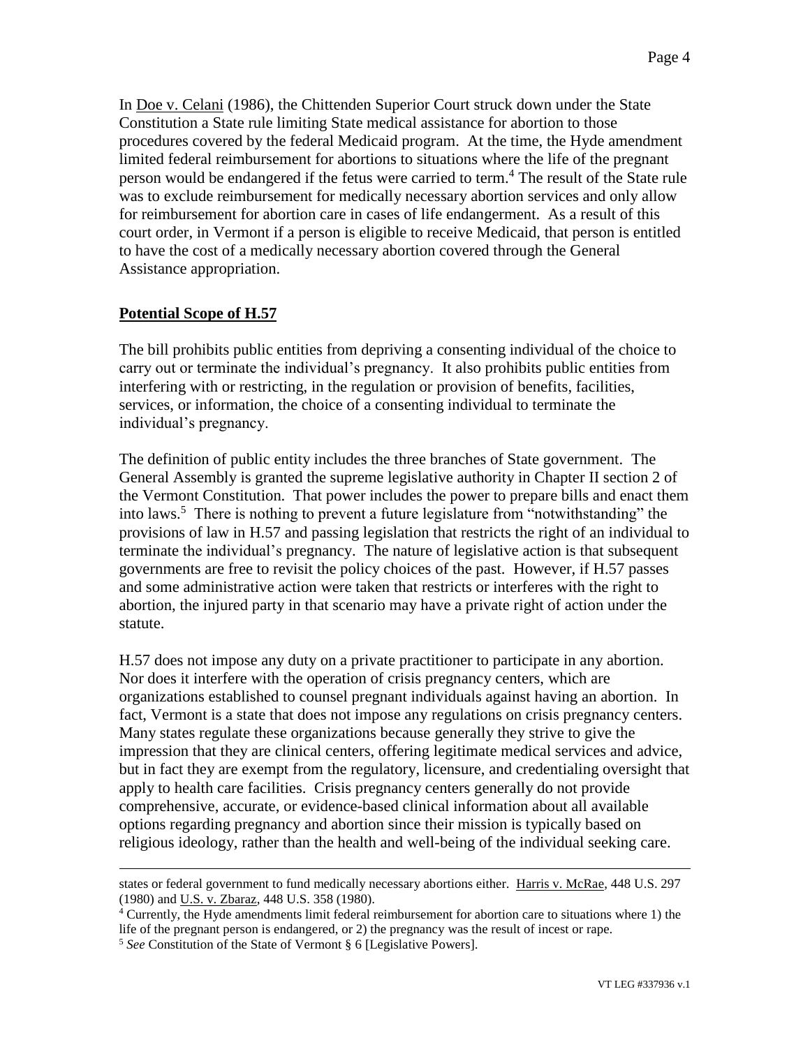In Doe v. Celani (1986), the Chittenden Superior Court struck down under the State Constitution a State rule limiting State medical assistance for abortion to those procedures covered by the federal Medicaid program. At the time, the Hyde amendment limited federal reimbursement for abortions to situations where the life of the pregnant person would be endangered if the fetus were carried to term.[4] The result of the State rule was to exclude reimbursement for medically necessary abortion services and only allow for reimbursement for abortion care in cases of life endangerment. As a result of this court order, in Vermont if a person is eligible to receive Medicaid, that person is entitled to have the cost of a medically necessary abortion covered through the General Assistance appropriation.

## **Potential Scope of H.57**

The bill prohibits public entities from depriving a consenting individual of the choice to carry out or terminate the individual's pregnancy. It also prohibits public entities from interfering with or restricting, in the regulation or provision of benefits, facilities, services, or information, the choice of a consenting individual to terminate the individual's pregnancy.

The definition of public entity includes the three branches of State government. The General Assembly is granted the supreme legislative authority in Chapter II section 2 of the Vermont Constitution. That power includes the power to prepare bills and enact them into laws.[5] There is nothing to prevent a future legislature from "notwithstanding" the provisions of law in H.57 and passing legislation that restricts the right of an individual to terminate the individual's pregnancy. The nature of legislative action is that subsequent governments are free to revisit the policy choices of the past. However, if H.57 passes and some administrative action were taken that restricts or interferes with the right to abortion, the injured party in that scenario may have a private right of action under the statute.

H.57 does not impose any duty on a private practitioner to participate in any abortion. Nor does it interfere with the operation of crisis pregnancy centers, which are organizations established to counsel pregnant individuals against having an abortion. In fact, Vermont is a state that does not impose any regulations on crisis pregnancy centers. Many states regulate these organizations because generally they strive to give the impression that they are clinical centers, offering legitimate medical services and advice, but in fact they are exempt from the regulatory, licensure, and credentialing oversight that apply to health care facilities. Crisis pregnancy centers generally do not provide comprehensive, accurate, or evidence-based clinical information about all available options regarding pregnancy and abortion since their mission is typically based on religious ideology, rather than the health and well-being of the individual seeking care.

---

states or federal government to fund medically necessary abortions either. Harris v. McRae, 448 U.S. 297 (1980) and U.S. v. Zbaraz, 448 U.S. 358 (1980).

[4] Currently, the Hyde amendments limit federal reimbursement for abortion care to situations where 1) the life of the pregnant person is endangered, or 2) the pregnancy was the result of incest or rape.

[5] *See* Constitution of the State of Vermont § 6 [Legislative Powers].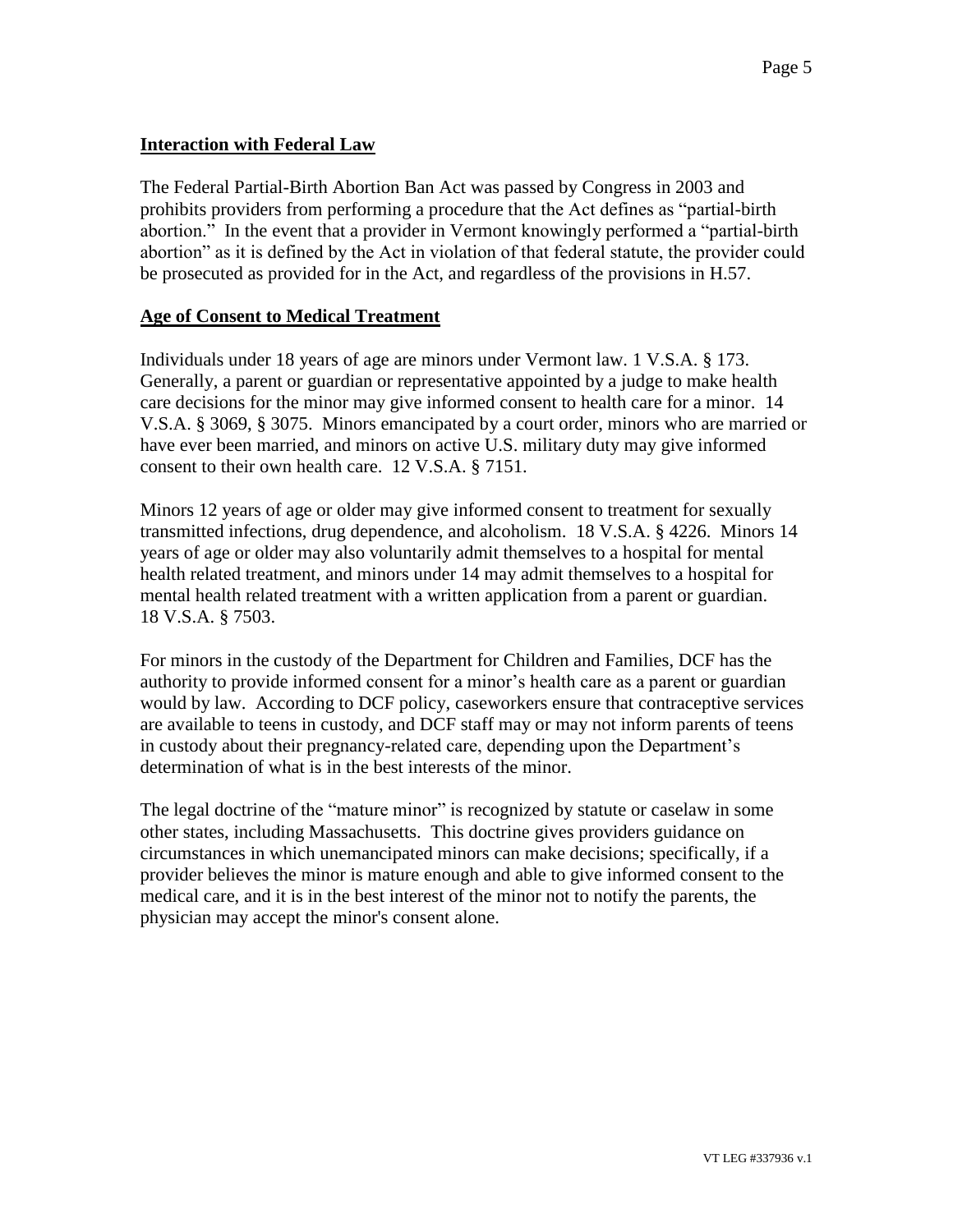**Interaction with Federal Law**

The Federal Partial-Birth Abortion Ban Act was passed by Congress in 2003 and prohibits providers from performing a procedure that the Act defines as "partial-birth abortion." In the event that a provider in Vermont knowingly performed a "partial-birth abortion" as it is defined by the Act in violation of that federal statute, the provider could be prosecuted as provided for in the Act, and regardless of the provisions in H.57.

**Age of Consent to Medical Treatment**

Individuals under 18 years of age are minors under Vermont law. 1 V.S.A. § 173. Generally, a parent or guardian or representative appointed by a judge to make health care decisions for the minor may give informed consent to health care for a minor. 14 V.S.A. § 3069, § 3075. Minors emancipated by a court order, minors who are married or have ever been married, and minors on active U.S. military duty may give informed consent to their own health care. 12 V.S.A. § 7151.

Minors 12 years of age or older may give informed consent to treatment for sexually transmitted infections, drug dependence, and alcoholism. 18 V.S.A. § 4226. Minors 14 years of age or older may also voluntarily admit themselves to a hospital for mental health related treatment, and minors under 14 may admit themselves to a hospital for mental health related treatment with a written application from a parent or guardian. 18 V.S.A. § 7503.

For minors in the custody of the Department for Children and Families, DCF has the authority to provide informed consent for a minor's health care as a parent or guardian would by law. According to DCF policy, caseworkers ensure that contraceptive services are available to teens in custody, and DCF staff may or may not inform parents of teens in custody about their pregnancy-related care, depending upon the Department's determination of what is in the best interests of the minor.

The legal doctrine of the "mature minor" is recognized by statute or caselaw in some other states, including Massachusetts. This doctrine gives providers guidance on circumstances in which unemancipated minors can make decisions; specifically, if a provider believes the minor is mature enough and able to give informed consent to the medical care, and it is in the best interest of the minor not to notify the parents, the physician may accept the minor's consent alone.